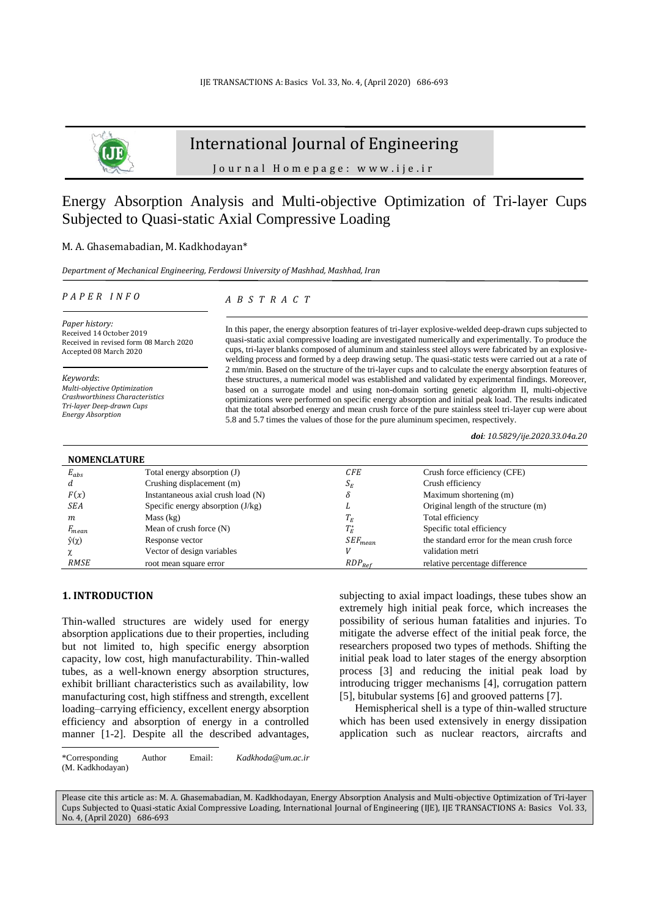# International Journal of Engineering

Journal Homepage: www.ije.ir

# Energy Absorption Analysis and Multi-objective Optimization of Tri-layer Cups Subjected to Quasi-static Axial Compressive Loading

M. A. Ghasemabadian, M. Kadkhodayan*

*Department of Mechanical Engineering, Ferdowsi University of Mashhad, Mashhad, Iran*

*PAPER INFO*

*Paper history:*
Received 14 October 2019
Received in revised form 08 March 2020
Accepted 08 March 2020

*Keywords*:
*Multi-objective Optimization*
*Crashworthiness Characteristics*
*Tri-layer Deep-drawn Cups*
*Energy Absorption*

*ABSTRACT*

In this paper, the energy absorption features of tri-layer explosive-welded deep-drawn cups subjected to quasi-static axial compressive loading are investigated numerically and experimentally. To produce the cups, tri-layer blanks composed of aluminum and stainless steel alloys were fabricated by an explosive-welding process and formed by a deep drawing setup. The quasi-static tests were carried out at a rate of 2 mm/min. Based on the structure of the tri-layer cups and to calculate the energy absorption features of these structures, a numerical model was established and validated by experimental findings. Moreover, based on a surrogate model and using non-domain sorting genetic algorithm II, multi-objective optimizations were performed on specific energy absorption and initial peak load. The results indicated that the total absorbed energy and mean crush force of the pure stainless steel tri-layer cup were about 5.8 and 5.7 times the values of those for the pure aluminum specimen, respectively.

***doi**: 10.5829/ije.2020.33.04a.20*

**NOMENCLATURE**

| | | | |
|---|---|---|---|
| $E_{abs}$ | Total energy absorption (J) | $CFE$ | Crush force efficiency (CFE) |
| $d$ | Crushing displacement (m) | $S_E$ | Crush efficiency |
| $F(x)$ | Instantaneous axial crush load (N) | $\delta$ | Maximum shortening (m) |
| $SEA$ | Specific energy absorption (J/kg) | $L$ | Original length of the structure (m) |
| $m$ | Mass (kg) | $T_E$ | Total efficiency |
| $F_{mean}$ | Mean of crush force (N) | $T_E^*$ | Specific total efficiency |
| $\hat{y}(\chi)$ | Response vector | $SEF_{mean}$ | the standard error for the mean crush force |
| $\chi$ | Vector of design variables | $V$ | validation metri |
| $RMSE$ | root mean square error | $RDP_{Ref}$ | relative percentage difference |

## 1. INTRODUCTION

Thin-walled structures are widely used for energy absorption applications due to their properties, including but not limited to, high specific energy absorption capacity, low cost, high manufacturability. Thin-walled tubes, as a well-known energy absorption structures, exhibit brilliant characteristics such as availability, low manufacturing cost, high stiffness and strength, excellent loading–carrying efficiency, excellent energy absorption efficiency and absorption of energy in a controlled manner [1-2]. Despite all the described advantages, subjecting to axial impact loadings, these tubes show an extremely high initial peak force, which increases the possibility of serious human fatalities and injuries. To mitigate the adverse effect of the initial peak force, the researchers proposed two types of methods. Shifting the initial peak load to later stages of the energy absorption process [3] and reducing the initial peak load by introducing trigger mechanisms [4], corrugation pattern [5], bitubular systems [6] and grooved patterns [7].

Hemispherical shell is a type of thin-walled structure which has been used extensively in energy dissipation application such as nuclear reactors, aircrafts and

*Corresponding Author Email: *Kadkhoda@um.ac.ir* (M. Kadkhodayan)

Please cite this article as: M. A. Ghasemabadian, M. Kadkhodayan, Energy Absorption Analysis and Multi-objective Optimization of Tri-layer Cups Subjected to Quasi-static Axial Compressive Loading, International Journal of Engineering (IJE), IJE TRANSACTIONS A: Basics Vol. 33, No. 4, (April 2020) 686-693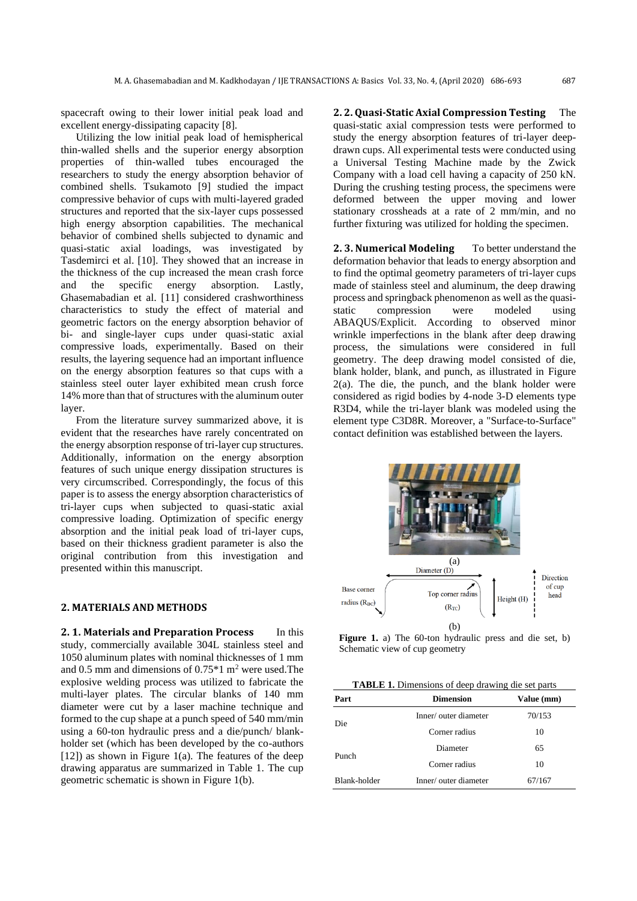spacecraft owing to their lower initial peak load and excellent energy-dissipating capacity [8].

Utilizing the low initial peak load of hemispherical thin-walled shells and the superior energy absorption properties of thin-walled tubes encouraged the researchers to study the energy absorption behavior of combined shells. Tsukamoto [9] studied the impact compressive behavior of cups with multi-layered graded structures and reported that the six-layer cups possessed high energy absorption capabilities. The mechanical behavior of combined shells subjected to dynamic and quasi-static axial loadings, was investigated by Tasdemirci et al. [10]. They showed that an increase in the thickness of the cup increased the mean crash force and the specific energy absorption. Lastly, Ghasemabadian et al. [11] considered crashworthiness characteristics to study the effect of material and geometric factors on the energy absorption behavior of bi- and single-layer cups under quasi-static axial compressive loads, experimentally. Based on their results, the layering sequence had an important influence on the energy absorption features so that cups with a stainless steel outer layer exhibited mean crush force 14% more than that of structures with the aluminum outer layer.

From the literature survey summarized above, it is evident that the researches have rarely concentrated on the energy absorption response of tri-layer cup structures. Additionally, information on the energy absorption features of such unique energy dissipation structures is very circumscribed. Correspondingly, the focus of this paper is to assess the energy absorption characteristics of tri-layer cups when subjected to quasi-static axial compressive loading. Optimization of specific energy absorption and the initial peak load of tri-layer cups, based on their thickness gradient parameter is also the original contribution from this investigation and presented within this manuscript.

## 2. MATERIALS AND METHODS

**2. 1. Materials and Preparation Process** In this study, commercially available 304L stainless steel and 1050 aluminum plates with nominal thicknesses of 1 mm and 0.5 mm and dimensions of 0.75*1 $m^2$ were used.The explosive welding process was utilized to fabricate the multi-layer plates. The circular blanks of 140 mm diameter were cut by a laser machine technique and formed to the cup shape at a punch speed of 540 mm/min using a 60-ton hydraulic press and a die/punch/ blank-holder set (which has been developed by the co-authors [12]) as shown in Figure 1(a). The features of the deep drawing apparatus are summarized in Table 1. The cup geometric schematic is shown in Figure 1(b).

**2. 2. Quasi-Static Axial Compression Testing** The quasi-static axial compression tests were performed to study the energy absorption features of tri-layer deep-drawn cups. All experimental tests were conducted using a Universal Testing Machine made by the Zwick Company with a load cell having a capacity of 250 kN. During the crushing testing process, the specimens were deformed between the upper moving and lower stationary crossheads at a rate of 2 mm/min, and no further fixturing was utilized for holding the specimen.

**2. 3. Numerical Modeling** To better understand the deformation behavior that leads to energy absorption and to find the optimal geometry parameters of tri-layer cups made of stainless steel and aluminum, the deep drawing process and springback phenomenon as well as the quasi-static compression were modeled using ABAQUS/Explicit. According to observed minor wrinkle imperfections in the blank after deep drawing process, the simulations were considered in full geometry. The deep drawing model consisted of die, blank holder, blank, and punch, as illustrated in Figure 2(a). The die, the punch, and the blank holder were considered as rigid bodies by 4-node 3-D elements type R3D4, while the tri-layer blank was modeled using the element type C3D8R. Moreover, a "Surface-to-Surface" contact definition was established between the layers.

(a)

Diameter (D)

Base corner radius ($R_{BC}$)

Top corner radius ($R_{TC}$)

Height (H)

Direction of cup head

(b)

**Figure 1.** a) The 60-ton hydraulic press and die set, b) Schematic view of cup geometry

**TABLE 1.** Dimensions of deep drawing die set parts

| Part | Dimension | Value (mm) |
|---|---|---|
| Die | Inner/ outer diameter | 70/153 |
| | Corner radius | 10 |
| Punch | Diameter | 65 |
| | Corner radius | 10 |
| Blank-holder | Inner/ outer diameter | 67/167 |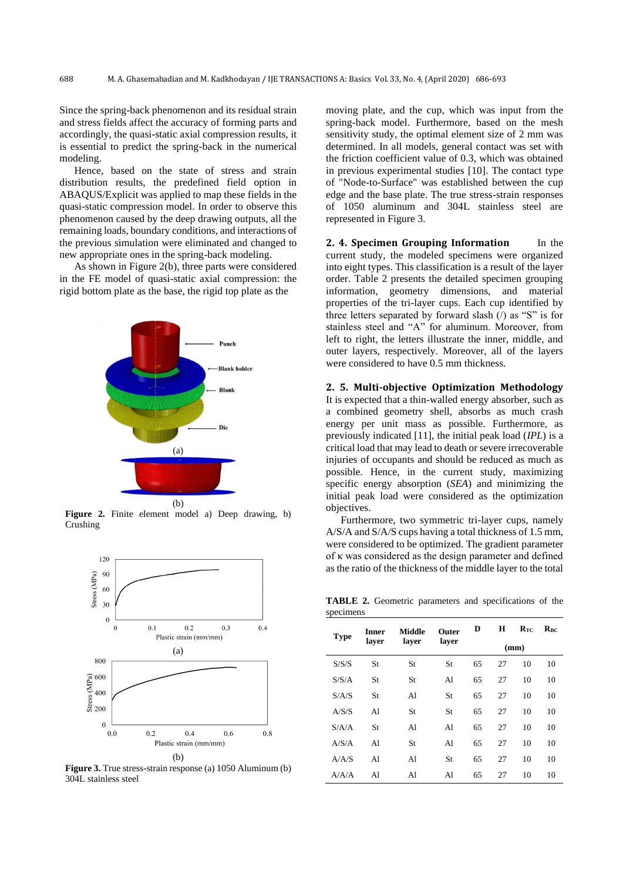Since the spring-back phenomenon and its residual strain and stress fields affect the accuracy of forming parts and accordingly, the quasi-static axial compression results, it is essential to predict the spring-back in the numerical modeling.

Hence, based on the state of stress and strain distribution results, the predefined field option in ABAQUS/Explicit was applied to map these fields in the quasi-static compression model. In order to observe this phenomenon caused by the deep drawing outputs, all the remaining loads, boundary conditions, and interactions of the previous simulation were eliminated and changed to new appropriate ones in the spring-back modeling.

As shown in Figure 2(b), three parts were considered in the FE model of quasi-static axial compression: the rigid bottom plate as the base, the rigid top plate as the moving plate, and the cup, which was input from the spring-back model. Furthermore, based on the mesh sensitivity study, the optimal element size of 2 mm was determined. In all models, general contact was set with the friction coefficient value of 0.3, which was obtained in previous experimental studies [10]. The contact type of "Node-to-Surface" was established between the cup edge and the base plate. The true stress-strain responses of 1050 aluminum and 304L stainless steel are represented in Figure 3.

**Figure 2.** Finite element model a) Deep drawing, b) Crushing

**Figure 3.** True stress-strain response (a) 1050 Aluminum (b) 304L stainless steel

**2. 4. Specimen Grouping Information** In the current study, the modeled specimens were organized into eight types. This classification is a result of the layer order. Table 2 presents the detailed specimen grouping information, geometry dimensions, and material properties of the tri-layer cups. Each cup identified by three letters separated by forward slash (/) as "S" is for stainless steel and "A" for aluminum. Moreover, from left to right, the letters illustrate the inner, middle, and outer layers, respectively. Moreover, all of the layers were considered to have 0.5 mm thickness.

**2. 5. Multi-objective Optimization Methodology** It is expected that a thin-walled energy absorber, such as a combined geometry shell, absorbs as much crash energy per unit mass as possible. Furthermore, as previously indicated [11], the initial peak load (*IPL*) is a critical load that may lead to death or severe irrecoverable injuries of occupants and should be reduced as much as possible. Hence, in the current study, maximizing specific energy absorption (*SEA*) and minimizing the initial peak load were considered as the optimization objectives.

Furthermore, two symmetric tri-layer cups, namely A/S/A and S/A/S cups having a total thickness of 1.5 mm, were considered to be optimized. The gradient parameter of κ was considered as the design parameter and defined as the ratio of the thickness of the middle layer to the total

**TABLE 2.** Geometric parameters and specifications of the specimens

| Type | Inner layer | Middle layer | Outer layer | D | H | $R_{TC}$ | $R_{BC}$ |
|---|---|---|---|---|---|---|---|
| | | | | (mm) | | | |
| S/S/S | St | St | St | 65 | 27 | 10 | 10 |
| S/S/A | St | St | Al | 65 | 27 | 10 | 10 |
| S/A/S | St | Al | St | 65 | 27 | 10 | 10 |
| A/S/S | Al | St | St | 65 | 27 | 10 | 10 |
| S/A/A | St | Al | Al | 65 | 27 | 10 | 10 |
| A/S/A | Al | St | Al | 65 | 27 | 10 | 10 |
| A/A/S | Al | Al | St | 65 | 27 | 10 | 10 |
| A/A/A | Al | Al | Al | 65 | 27 | 10 | 10 |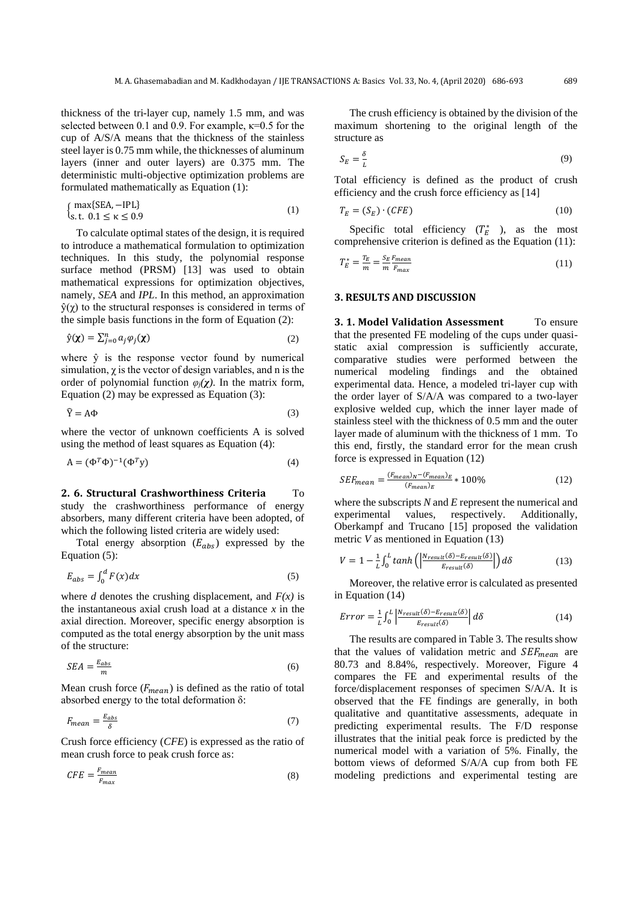thickness of the tri-layer cup, namely 1.5 mm, and was selected between 0.1 and 0.9. For example, κ=0.5 for the cup of A/S/A means that the thickness of the stainless steel layer is 0.75 mm while, the thicknesses of aluminum layers (inner and outer layers) are 0.375 mm. The deterministic multi-objective optimization problems are formulated mathematically as Equation (1):

$$\begin{cases} \max\{\text{SEA}, -\text{IPL}\} \\ \text{s.t. } 0.1 \le \kappa \le 0.9 \end{cases} \tag{1}$$

To calculate optimal states of the design, it is required to introduce a mathematical formulation to optimization techniques. In this study, the polynomial response surface method (PRSM) [13] was used to obtain mathematical expressions for optimization objectives, namely, *SEA* and *IPL*. In this method, an approximation $\hat{y}(\chi)$ to the structural responses is considered in terms of the simple basis functions in the form of Equation (2):

$$\hat{y}(\boldsymbol{\chi}) = \sum_{j=0}^{n} a_j \varphi_j(\boldsymbol{\chi}) \tag{2}$$

where $\hat{y}$ is the response vector found by numerical simulation, $\chi$ is the vector of design variables, and n is the order of polynomial function $\varphi_j(\boldsymbol{\chi})$. In the matrix form, Equation (2) may be expressed as Equation (3):

$$\hat{Y} = A\Phi \tag{3}$$

where the vector of unknown coefficients A is solved using the method of least squares as Equation (4):

$$A = (\Phi^T\Phi)^{-1}(\Phi^T y) \tag{4}$$

**2. 6. Structural Crashworthiness Criteria** To study the crashworthiness performance of energy absorbers, many different criteria have been adopted, of which the following listed criteria are widely used:

Total energy absorption ($E_{abs}$) expressed by the Equation (5):

$$E_{abs} = \int_0^d F(x)dx \tag{5}$$

where *d* denotes the crushing displacement, and *F(x)* is the instantaneous axial crush load at a distance *x* in the axial direction. Moreover, specific energy absorption is computed as the total energy absorption by the unit mass of the structure:

$$SEA = \frac{E_{abs}}{m} \tag{6}$$

Mean crush force ($F_{mean}$) is defined as the ratio of total absorbed energy to the total deformation δ:

$$F_{mean} = \frac{E_{abs}}{\delta} \tag{7}$$

Crush force efficiency (*CFE*) is expressed as the ratio of mean crush force to peak crush force as:

$$CFE = \frac{F_{mean}}{F_{max}} \tag{8}$$

The crush efficiency is obtained by the division of the maximum shortening to the original length of the structure as

$$S_E = \frac{\delta}{L} \tag{9}$$

Total efficiency is defined as the product of crush efficiency and the crush force efficiency as [14]

$$T_E = (S_E) \cdot (CFE) \tag{10}$$

Specific total efficiency ($T_E^*$), as the most comprehensive criterion is defined as the Equation (11):

$$T_E^* = \frac{T_E}{m} = \frac{S_E}{m}\frac{F_{mean}}{F_{max}} \tag{11}$$

## 3. RESULTS AND DISCUSSION

**3. 1. Model Validation Assessment** To ensure that the presented FE modeling of the cups under quasi-static axial compression is sufficiently accurate, comparative studies were performed between the numerical modeling findings and the obtained experimental data. Hence, a modeled tri-layer cup with the order layer of S/A/A was compared to a two-layer explosive welded cup, which the inner layer made of stainless steel with the thickness of 0.5 mm and the outer layer made of aluminum with the thickness of 1 mm. To this end, firstly, the standard error for the mean crush force is expressed in Equation (12)

$$SEF_{mean} = \frac{(F_{mean})_N - (F_{mean})_E}{(F_{mean})_E} * 100\% \tag{12}$$

where the subscripts *N* and *E* represent the numerical and experimental values, respectively. Additionally, Oberkampf and Trucano [15] proposed the validation metric *V* as mentioned in Equation (13)

$$V = 1 - \frac{1}{L}\int_0^L \tanh\left(\left|\frac{N_{result}(\delta) - E_{result}(\delta)}{E_{result}(\delta)}\right|\right)d\delta \tag{13}$$

Moreover, the relative error is calculated as presented in Equation (14)

$$Error = \frac{1}{L}\int_0^L \left|\frac{N_{result}(\delta) - E_{result}(\delta)}{E_{result}(\delta)}\right|d\delta \tag{14}$$

The results are compared in Table 3. The results show that the values of validation metric and $SEF_{mean}$ are 80.73 and 8.84%, respectively. Moreover, Figure 4 compares the FE and experimental results of the force/displacement responses of specimen S/A/A. It is observed that the FE findings are generally, in both qualitative and quantitative assessments, adequate in predicting experimental results. The F/D response illustrates that the initial peak force is predicted by the numerical model with a variation of 5%. Finally, the bottom views of deformed S/A/A cup from both FE modeling predictions and experimental testing are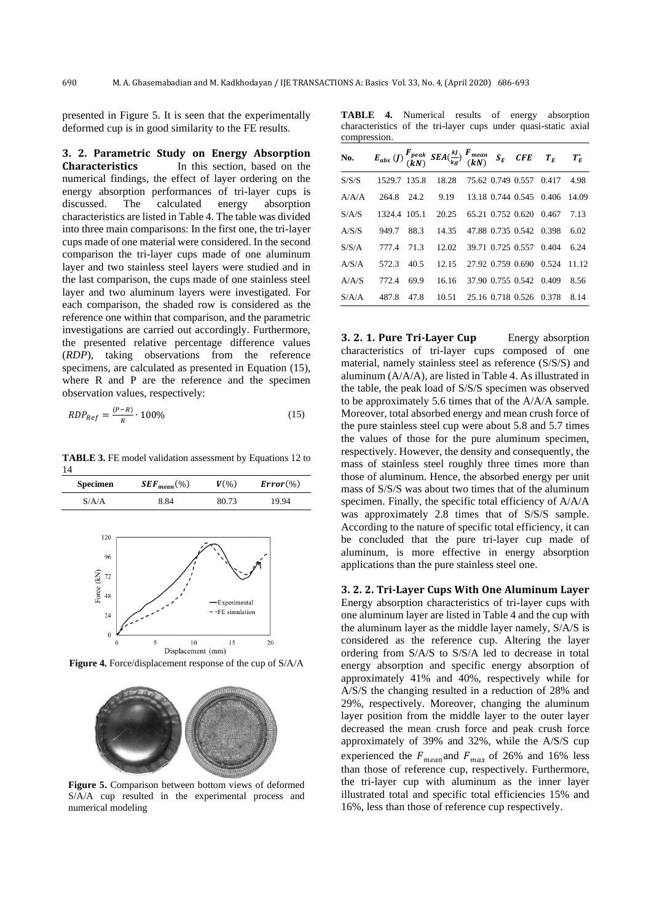presented in Figure 5. It is seen that the experimentally deformed cup is in good similarity to the FE results.

### 3. 2. Parametric Study on Energy Absorption Characteristics

In this section, based on the numerical findings, the effect of layer ordering on the energy absorption performances of tri-layer cups is discussed. The calculated energy absorption characteristics are listed in Table 4. The table was divided into three main comparisons: In the first one, the tri-layer cups made of one material were considered. In the second comparison the tri-layer cups made of one aluminum layer and two stainless steel layers were studied and in the last comparison, the cups made of one stainless steel layer and two aluminum layers were investigated. For each comparison, the shaded row is considered as the reference one within that comparison, and the parametric investigations are carried out accordingly. Furthermore, the presented relative percentage difference values (*RDP*), taking observations from the reference specimens, are calculated as presented in Equation (15), where R and P are the reference and the specimen observation values, respectively:

$$RDP_{Ref} = \frac{(P-R)}{R} \cdot 100\% \tag{15}$$

**TABLE 3.** FE model validation assessment by Equations 12 to 14

| Specimen | $SEF_{mean}(\%)$ | $V(\%)$ | $Error(\%)$ |
|---|---|---|---|
| S/A/A | 8.84 | 80.73 | 19.94 |

**Figure 4.** Force/displacement response of the cup of S/A/A

**Figure 5.** Comparison between bottom views of deformed S/A/A cup resulted in the experimental process and numerical modeling

**TABLE 4.** Numerical results of energy absorption characteristics of the tri-layer cups under quasi-static axial compression.

| No. | $E_{abs}$ (J) | $F_{peak}$ (kN) | $SEA(\frac{kJ}{kg})$ | $F_{mean}$ (kN) | $S_E$ | $CFE$ | $T_E$ | $T_E^*$ |
|---|---|---|---|---|---|---|---|---|
| S/S/S | 1529.7 | 135.8 | 18.28 | 75.62 | 0.749 | 0.557 | 0.417 | 4.98 |
| A/A/A | 264.8 | 24.2 | 9.19 | 13.18 | 0.744 | 0.545 | 0.406 | 14.09 |
| S/A/S | 1324.4 | 105.1 | 20.25 | 65.21 | 0.752 | 0.620 | 0.467 | 7.13 |
| A/S/S | 949.7 | 88.3 | 14.35 | 47.88 | 0.735 | 0.542 | 0.398 | 6.02 |
| S/S/A | 777.4 | 71.3 | 12.02 | 39.71 | 0.725 | 0.557 | 0.404 | 6.24 |
| A/S/A | 572.3 | 40.5 | 12.15 | 27.92 | 0.759 | 0.690 | 0.524 | 11.12 |
| A/A/S | 772.4 | 69.9 | 16.16 | 37.90 | 0.755 | 0.542 | 0.409 | 8.56 |
| S/A/A | 487.8 | 47.8 | 10.51 | 25.16 | 0.718 | 0.526 | 0.378 | 8.14 |

#### 3. 2. 1. Pure Tri-Layer Cup

Energy absorption characteristics of tri-layer cups composed of one material, namely stainless steel as reference (S/S/S) and aluminum (A/A/A), are listed in Table 4. As illustrated in the table, the peak load of S/S/S specimen was observed to be approximately 5.6 times that of the A/A/A sample. Moreover, total absorbed energy and mean crush force of the pure stainless steel cup were about 5.8 and 5.7 times the values of those for the pure aluminum specimen, respectively. However, the density and consequently, the mass of stainless steel roughly three times more than those of aluminum. Hence, the absorbed energy per unit mass of S/S/S was about two times that of the aluminum specimen. Finally, the specific total efficiency of A/A/A was approximately 2.8 times that of S/S/S sample. According to the nature of specific total efficiency, it can be concluded that the pure tri-layer cup made of aluminum, is more effective in energy absorption applications than the pure stainless steel one.

#### 3. 2. 2. Tri-Layer Cups With One Aluminum Layer

Energy absorption characteristics of tri-layer cups with one aluminum layer are listed in Table 4 and the cup with the aluminum layer as the middle layer namely, S/A/S is considered as the reference cup. Altering the layer ordering from S/A/S to S/S/A led to decrease in total energy absorption and specific energy absorption of approximately 41% and 40%, respectively while for A/S/S the changing resulted in a reduction of 28% and 29%, respectively. Moreover, changing the aluminum layer position from the middle layer to the outer layer decreased the mean crush force and peak crush force approximately of 39% and 32%, while the A/S/S cup experienced the $F_{mean}$ and $F_{max}$ of 26% and 16% less than those of reference cup, respectively. Furthermore, the tri-layer cup with aluminum as the inner layer illustrated total and specific total efficiencies 15% and 16%, less than those of reference cup respectively.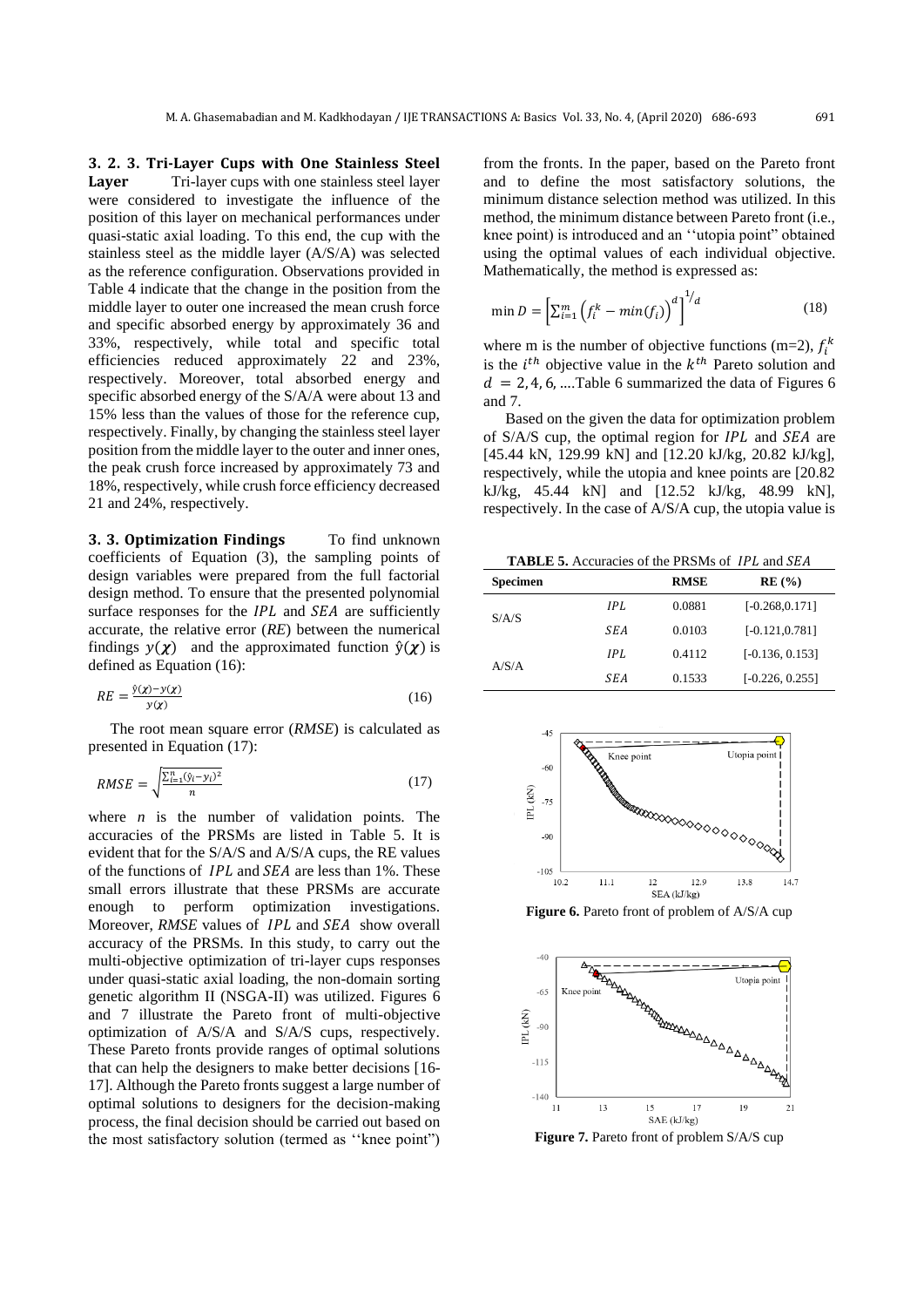### 3. 2. 3. Tri-Layer Cups with One Stainless Steel Layer

Tri-layer cups with one stainless steel layer were considered to investigate the influence of the position of this layer on mechanical performances under quasi-static axial loading. To this end, the cup with the stainless steel as the middle layer (A/S/A) was selected as the reference configuration. Observations provided in Table 4 indicate that the change in the position from the middle layer to outer one increased the mean crush force and specific absorbed energy by approximately 36 and 33%, respectively, while total and specific total efficiencies reduced approximately 22 and 23%, respectively. Moreover, total absorbed energy and specific absorbed energy of the S/A/A were about 13 and 15% less than the values of those for the reference cup, respectively. Finally, by changing the stainless steel layer position from the middle layer to the outer and inner ones, the peak crush force increased by approximately 73 and 18%, respectively, while crush force efficiency decreased 21 and 24%, respectively.

### 3. 3. Optimization Findings

To find unknown coefficients of Equation (3), the sampling points of design variables were prepared from the full factorial design method. To ensure that the presented polynomial surface responses for the *IPL* and *SEA* are sufficiently accurate, the relative error (*RE*) between the numerical findings $y(\chi)$ and the approximated function $\hat{y}(\chi)$ is defined as Equation (16):

$$RE = \frac{\hat{y}(\chi) - y(\chi)}{y(\chi)} \tag{16}$$

The root mean square error (*RMSE*) is calculated as presented in Equation (17):

$$RMSE = \sqrt{\frac{\sum_{i=1}^{n}(\hat{y}_i - y_i)^2}{n}} \tag{17}$$

where $n$ is the number of validation points. The accuracies of the PRSMs are listed in Table 5. It is evident that for the S/A/S and A/S/A cups, the RE values of the functions of *IPL* and *SEA* are less than 1%. These small errors illustrate that these PRSMs are accurate enough to perform optimization investigations. Moreover, *RMSE* values of *IPL* and *SEA* show overall accuracy of the PRSMs. In this study, to carry out the multi-objective optimization of tri-layer cups responses under quasi-static axial loading, the non-domain sorting genetic algorithm II (NSGA-II) was utilized. Figures 6 and 7 illustrate the Pareto front of multi-objective optimization of A/S/A and S/A/S cups, respectively. These Pareto fronts provide ranges of optimal solutions that can help the designers to make better decisions [16-17]. Although the Pareto fronts suggest a large number of optimal solutions to designers for the decision-making process, the final decision should be carried out based on the most satisfactory solution (termed as ''knee point'') from the fronts. In the paper, based on the Pareto front and to define the most satisfactory solutions, the minimum distance selection method was utilized. In this method, the minimum distance between Pareto front (i.e., knee point) is introduced and an ''utopia point'' obtained using the optimal values of each individual objective. Mathematically, the method is expressed as:

$$\min D = \left[\sum_{i=1}^{m}\left(f_i^k - min(f_i)\right)^d\right]^{1/d} \tag{18}$$

where m is the number of objective functions (m=2), $f_i^k$ is the $i^{th}$ objective value in the $k^{th}$ Pareto solution and $d = 2, 4, 6, \ldots$.Table 6 summarized the data of Figures 6 and 7.

Based on the given the data for optimization problem of S/A/S cup, the optimal region for *IPL* and *SEA* are [45.44 kN, 129.99 kN] and [12.20 kJ/kg, 20.82 kJ/kg], respectively, while the utopia and knee points are [20.82 kJ/kg, 45.44 kN] and [12.52 kJ/kg, 48.99 kN], respectively. In the case of A/S/A cup, the utopia value is

**TABLE 5.** Accuracies of the PRSMs of *IPL* and *SEA*

| Specimen | | RMSE | RE (%) |
|---|---|---|---|
| S/A/S | *IPL* | 0.0881 | [-0.268,0.171] |
| | *SEA* | 0.0103 | [-0.121,0.781] |
| A/S/A | *IPL* | 0.4112 | [-0.136, 0.153] |
| | *SEA* | 0.1533 | [-0.226, 0.255] |

**Figure 6.** Pareto front of problem of A/S/A cup

**Figure 7.** Pareto front of problem S/A/S cup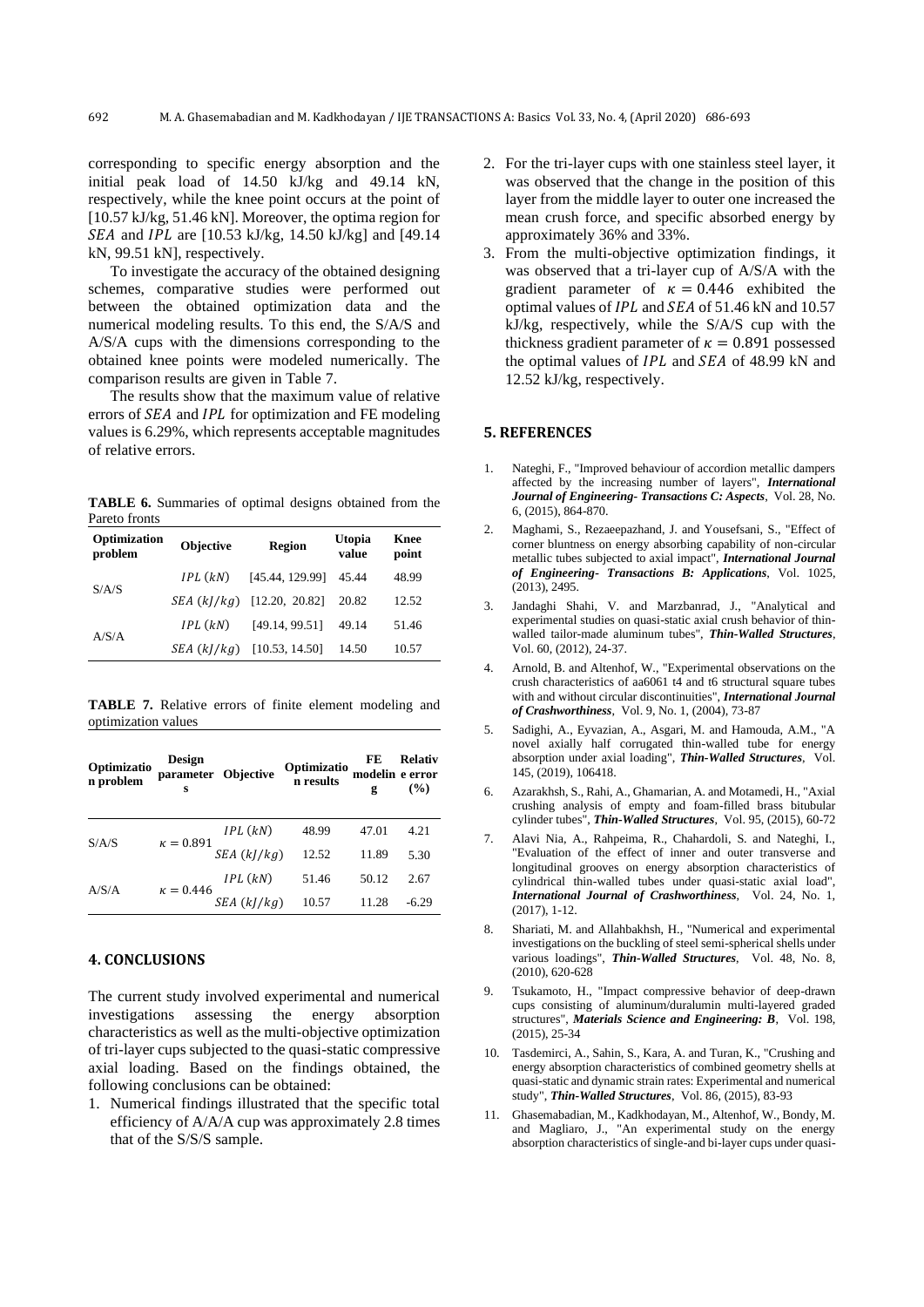corresponding to specific energy absorption and the initial peak load of 14.50 kJ/kg and 49.14 kN, respectively, while the knee point occurs at the point of [10.57 kJ/kg, 51.46 kN]. Moreover, the optima region for $SEA$ and $IPL$ are [10.53 kJ/kg, 14.50 kJ/kg] and [49.14 kN, 99.51 kN], respectively.

To investigate the accuracy of the obtained designing schemes, comparative studies were performed out between the obtained optimization data and the numerical modeling results. To this end, the S/A/S and A/S/A cups with the dimensions corresponding to the obtained knee points were modeled numerically. The comparison results are given in Table 7.

The results show that the maximum value of relative errors of $SEA$ and $IPL$ for optimization and FE modeling values is 6.29%, which represents acceptable magnitudes of relative errors.

**TABLE 6.** Summaries of optimal designs obtained from the Pareto fronts

| Optimization problem | Objective | Region | Utopia value | Knee point |
|---|---|---|---|---|
| S/A/S | $IPL\ (kN)$ | [45.44, 129.99] | 45.44 | 48.99 |
| | $SEA\ (kJ/kg)$ | [12.20, 20.82] | 20.82 | 12.52 |
| A/S/A | $IPL\ (kN)$ | [49.14, 99.51] | 49.14 | 51.46 |
| | $SEA\ (kJ/kg)$ | [10.53, 14.50] | 14.50 | 10.57 |

**TABLE 7.** Relative errors of finite element modeling and optimization values

| Optimization problem | Design parameters | Objective | Optimization results | FE modeling | Relative error (%) |
|---|---|---|---|---|---|
| S/A/S | $\kappa = 0.891$ | $IPL\ (kN)$ | 48.99 | 47.01 | 4.21 |
| | | $SEA\ (kJ/kg)$ | 12.52 | 11.89 | 5.30 |
| A/S/A | $\kappa = 0.446$ | $IPL\ (kN)$ | 51.46 | 50.12 | 2.67 |
| | | $SEA\ (kJ/kg)$ | 10.57 | 11.28 | -6.29 |

## 4. CONCLUSIONS

The current study involved experimental and numerical investigations assessing the energy absorption characteristics as well as the multi-objective optimization of tri-layer cups subjected to the quasi-static compressive axial loading. Based on the findings obtained, the following conclusions can be obtained:

1. Numerical findings illustrated that the specific total efficiency of A/A/A cup was approximately 2.8 times that of the S/S/S sample.
2. For the tri-layer cups with one stainless steel layer, it was observed that the change in the position of this layer from the middle layer to outer one increased the mean crush force, and specific absorbed energy by approximately 36% and 33%.
3. From the multi-objective optimization findings, it was observed that a tri-layer cup of A/S/A with the gradient parameter of $\kappa = 0.446$ exhibited the optimal values of $IPL$ and $SEA$ of 51.46 kN and 10.57 kJ/kg, respectively, while the S/A/S cup with the thickness gradient parameter of $\kappa = 0.891$ possessed the optimal values of $IPL$ and $SEA$ of 48.99 kN and 12.52 kJ/kg, respectively.

## 5. REFERENCES

1. Nateghi, F., "Improved behaviour of accordion metallic dampers affected by the increasing number of layers", ***International Journal of Engineering- Transactions C: Aspects***, Vol. 28, No. 6, (2015), 864-870.
2. Maghami, S., Rezaeepazhand, J. and Yousefsani, S., "Effect of corner bluntness on energy absorbing capability of non-circular metallic tubes subjected to axial impact", ***International Journal of Engineering- Transactions B: Applications***, Vol. 1025, (2013), 2495.
3. Jandaghi Shahi, V. and Marzbanrad, J., "Analytical and experimental studies on quasi-static axial crush behavior of thin-walled tailor-made aluminum tubes", ***Thin-Walled Structures***, Vol. 60, (2012), 24-37.
4. Arnold, B. and Altenhof, W., "Experimental observations on the crush characteristics of aa6061 t4 and t6 structural square tubes with and without circular discontinuities", ***International Journal of Crashworthiness***, Vol. 9, No. 1, (2004), 73-87
5. Sadighi, A., Eyvazian, A., Asgari, M. and Hamouda, A.M., "A novel axially half corrugated thin-walled tube for energy absorption under axial loading", ***Thin-Walled Structures***, Vol. 145, (2019), 106418.
6. Azarakhsh, S., Rahi, A., Ghamarian, A. and Motamedi, H., "Axial crushing analysis of empty and foam-filled brass bitubular cylinder tubes", ***Thin-Walled Structures***, Vol. 95, (2015), 60-72
7. Alavi Nia, A., Rahpeima, R., Chahardoli, S. and Nateghi, I., "Evaluation of the effect of inner and outer transverse and longitudinal grooves on energy absorption characteristics of cylindrical thin-walled tubes under quasi-static axial load", ***International Journal of Crashworthiness***, Vol. 24, No. 1, (2017), 1-12.
8. Shariati, M. and Allahbakhsh, H., "Numerical and experimental investigations on the buckling of steel semi-spherical shells under various loadings", ***Thin-Walled Structures***, Vol. 48, No. 8, (2010), 620-628
9. Tsukamoto, H., "Impact compressive behavior of deep-drawn cups consisting of aluminum/duralumin multi-layered graded structures", ***Materials Science and Engineering: B***, Vol. 198, (2015), 25-34
10. Tasdemirci, A., Sahin, S., Kara, A. and Turan, K., "Crushing and energy absorption characteristics of combined geometry shells at quasi-static and dynamic strain rates: Experimental and numerical study", ***Thin-Walled Structures***, Vol. 86, (2015), 83-93
11. Ghasemabadian, M., Kadkhodayan, M., Altenhof, W., Bondy, M. and Magliaro, J., "An experimental study on the energy absorption characteristics of single-and bi-layer cups under quasi-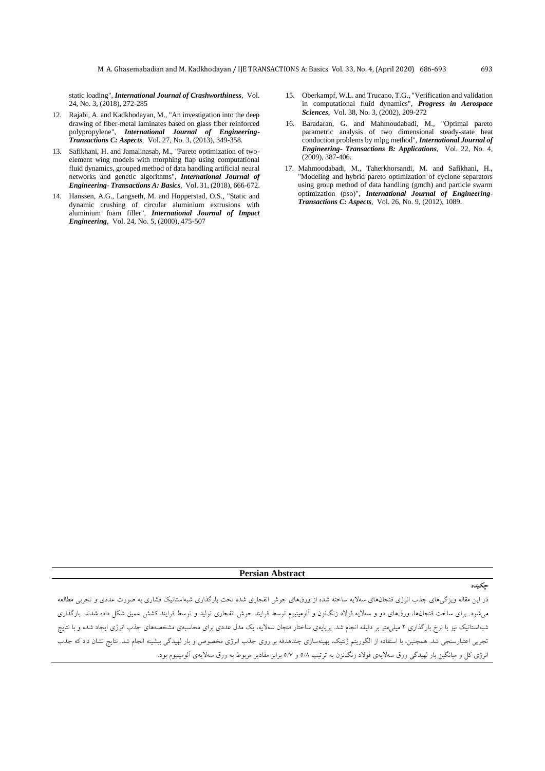static loading", ***International Journal of Crashworthiness***, Vol. 24, No. 3, (2018), 272-285

12. Rajabi, A. and Kadkhodayan, M., "An investigation into the deep drawing of fiber-metal laminates based on glass fiber reinforced polypropylene", ***International Journal of Engineering-Transactions C: Aspects***, Vol. 27, No. 3, (2013), 349-358.
13. Safikhani, H. and Jamalinasab, M., "Pareto optimization of two-element wing models with morphing flap using computational fluid dynamics, grouped method of data handling artificial neural networks and genetic algorithms", ***International Journal of Engineering- Transactions A: Basics***, Vol. 31, (2018), 666-672.
14. Hanssen, A.G., Langseth, M. and Hopperstad, O.S., "Static and dynamic crushing of circular aluminium extrusions with aluminium foam filler", ***International Journal of Impact Engineering***, Vol. 24, No. 5, (2000), 475-507
15. Oberkampf, W.L. and Trucano, T.G., "Verification and validation in computational fluid dynamics", ***Progress in Aerospace Sciences***, Vol. 38, No. 3, (2002), 209-272
16. Baradaran, G. and Mahmoudabadi, M., "Optimal pareto parametric analysis of two dimensional steady-state heat conduction problems by mlpg method", ***International Journal of Engineering- Transactions B: Applications***, Vol. 22, No. 4, (2009), 387-406.
17. Mahmoodabadi, M., Taherkhorsandi, M. and Safikhani, H., "Modeling and hybrid pareto optimization of cyclone separators using group method of data handling (gmdh) and particle swarm optimization (pso)", ***International Journal of Engineering-Transactions C: Aspects***, Vol. 26, No. 9, (2012), 1089.

## Persian Abstract

**چکیده**

در این مقاله ویژگی‌های جذب انرژی فنجان‌های سه‌لایه ساخته شده از ورق‌های جوش انفجاری شده تحت بارگذاری شبه‌استاتیک فشاری به صورت عددی و تجربی مطالعه می‌شود. برای ساخت فنجان‌ها، ورق‌های دو و سه‌لایه فولاد زنگ‌نزن و آلومینیوم توسط فرایند جوش انفجاری تولید و توسط فرایند کشش عمیق شکل داده شدند. بارگذاری شبه‌استاتیک نیز با نرخ بارگذاری ۲ میلی‌متر بر دقیقه انجام شد. برپایه‌ی ساختار فنجان سه‌لایه، یک مدل عددی برای محاسبه‌ی مشخصه‌های جذب انرژی ایجاد شده و با نتایج تجربی اعتبارسنجی شد. همچنین، با استفاده از الگوریتم ژنتیک، بهینه‌سازی چندهدفه بر روی جذب انرژی مخصوص و بار لهیدگی بیشینه انجام شد. نتایج نشان داد که جذب انرژی کل و میانگین بار لهیدگی ورق سه‌لایه‌ی فولاد زنگ‌نزن به ترتیب ۵/۸ و ۵/۷ برابر مقادیر مربوط به ورق سه‌لایه‌ی آلومینیوم بود.